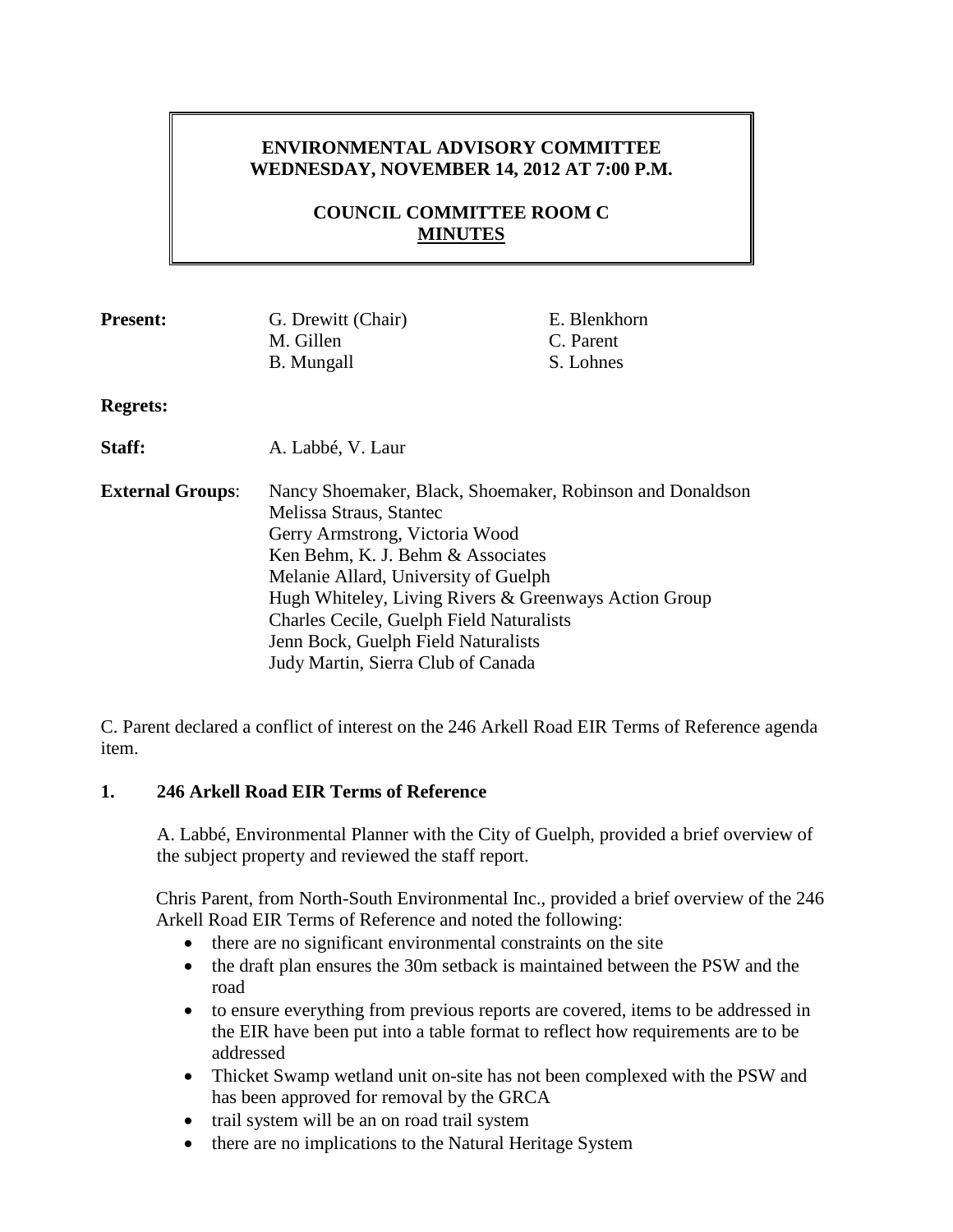# ENVIRONMENTAL ADVISORY COMMITTEE
# WEDNESDAY, NOVEMBER 14, 2012 AT 7:00 P.M.

## COUNCIL COMMITTEE ROOM C
## MINUTES

**Present:** G. Drewitt (Chair), M. Gillen, B. Mungall, E. Blenkhorn, C. Parent, S. Lohnes

**Regrets:**

**Staff:** A. Labbé, V. Laur

**External Groups**:
Nancy Shoemaker, Black, Shoemaker, Robinson and Donaldson
Melissa Straus, Stantec
Gerry Armstrong, Victoria Wood
Ken Behm, K. J. Behm & Associates
Melanie Allard, University of Guelph
Hugh Whiteley, Living Rivers & Greenways Action Group
Charles Cecile, Guelph Field Naturalists
Jenn Bock, Guelph Field Naturalists
Judy Martin, Sierra Club of Canada

C. Parent declared a conflict of interest on the 246 Arkell Road EIR Terms of Reference agenda item.

## 1. 246 Arkell Road EIR Terms of Reference

A. Labbé, Environmental Planner with the City of Guelph, provided a brief overview of the subject property and reviewed the staff report.

Chris Parent, from North-South Environmental Inc., provided a brief overview of the 246 Arkell Road EIR Terms of Reference and noted the following:

- there are no significant environmental constraints on the site
- the draft plan ensures the 30m setback is maintained between the PSW and the road
- to ensure everything from previous reports are covered, items to be addressed in the EIR have been put into a table format to reflect how requirements are to be addressed
- Thicket Swamp wetland unit on-site has not been complexed with the PSW and has been approved for removal by the GRCA
- trail system will be an on road trail system
- there are no implications to the Natural Heritage System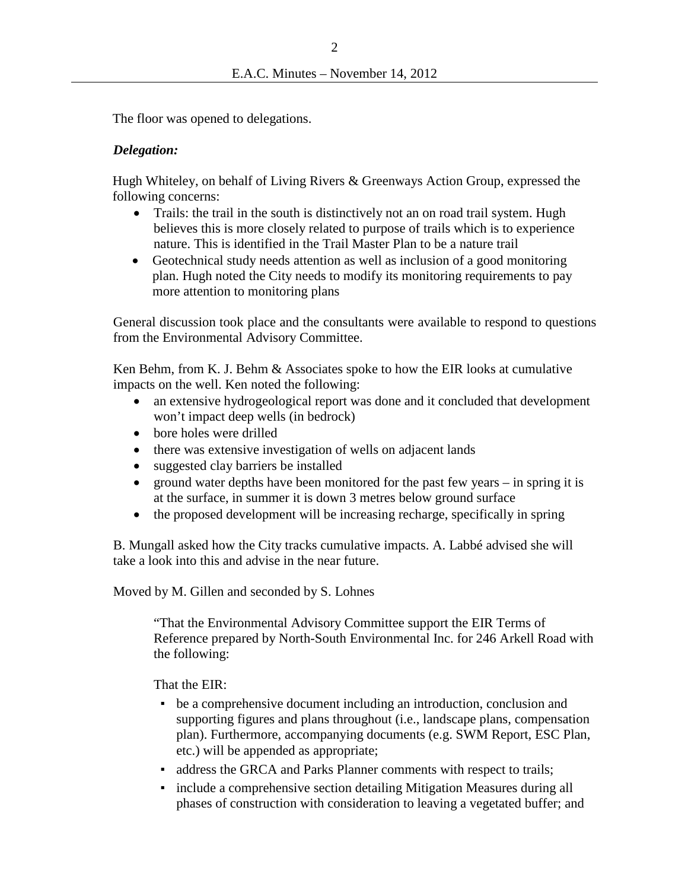The floor was opened to delegations.

***Delegation:***

Hugh Whiteley, on behalf of Living Rivers & Greenways Action Group, expressed the following concerns:

- Trails: the trail in the south is distinctively not an on road trail system. Hugh believes this is more closely related to purpose of trails which is to experience nature. This is identified in the Trail Master Plan to be a nature trail
- Geotechnical study needs attention as well as inclusion of a good monitoring plan. Hugh noted the City needs to modify its monitoring requirements to pay more attention to monitoring plans

General discussion took place and the consultants were available to respond to questions from the Environmental Advisory Committee.

Ken Behm, from K. J. Behm & Associates spoke to how the EIR looks at cumulative impacts on the well. Ken noted the following:

- an extensive hydrogeological report was done and it concluded that development won't impact deep wells (in bedrock)
- bore holes were drilled
- there was extensive investigation of wells on adjacent lands
- suggested clay barriers be installed
- ground water depths have been monitored for the past few years – in spring it is at the surface, in summer it is down 3 metres below ground surface
- the proposed development will be increasing recharge, specifically in spring

B. Mungall asked how the City tracks cumulative impacts. A. Labbé advised she will take a look into this and advise in the near future.

Moved by M. Gillen and seconded by S. Lohnes

> "That the Environmental Advisory Committee support the EIR Terms of Reference prepared by North-South Environmental Inc. for 246 Arkell Road with the following:
>
> That the EIR:
>
> - be a comprehensive document including an introduction, conclusion and supporting figures and plans throughout (i.e., landscape plans, compensation plan). Furthermore, accompanying documents (e.g. SWM Report, ESC Plan, etc.) will be appended as appropriate;
> - address the GRCA and Parks Planner comments with respect to trails;
> - include a comprehensive section detailing Mitigation Measures during all phases of construction with consideration to leaving a vegetated buffer; and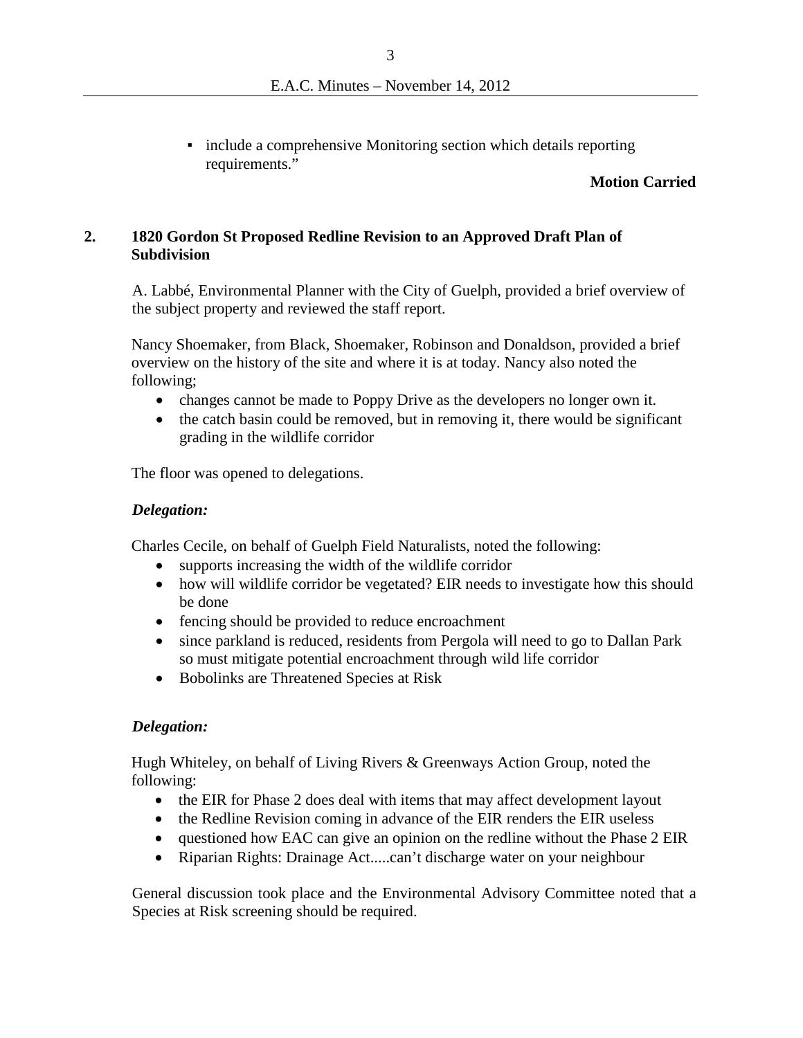- include a comprehensive Monitoring section which details reporting requirements."

**Motion Carried**

## 2. 1820 Gordon St Proposed Redline Revision to an Approved Draft Plan of Subdivision

A. Labbé, Environmental Planner with the City of Guelph, provided a brief overview of the subject property and reviewed the staff report.

Nancy Shoemaker, from Black, Shoemaker, Robinson and Donaldson, provided a brief overview on the history of the site and where it is at today. Nancy also noted the following;

- changes cannot be made to Poppy Drive as the developers no longer own it.
- the catch basin could be removed, but in removing it, there would be significant grading in the wildlife corridor

The floor was opened to delegations.

***Delegation:***

Charles Cecile, on behalf of Guelph Field Naturalists, noted the following:

- supports increasing the width of the wildlife corridor
- how will wildlife corridor be vegetated? EIR needs to investigate how this should be done
- fencing should be provided to reduce encroachment
- since parkland is reduced, residents from Pergola will need to go to Dallan Park so must mitigate potential encroachment through wild life corridor
- Bobolinks are Threatened Species at Risk

***Delegation:***

Hugh Whiteley, on behalf of Living Rivers & Greenways Action Group, noted the following:

- the EIR for Phase 2 does deal with items that may affect development layout
- the Redline Revision coming in advance of the EIR renders the EIR useless
- questioned how EAC can give an opinion on the redline without the Phase 2 EIR
- Riparian Rights: Drainage Act.....can't discharge water on your neighbour

General discussion took place and the Environmental Advisory Committee noted that a Species at Risk screening should be required.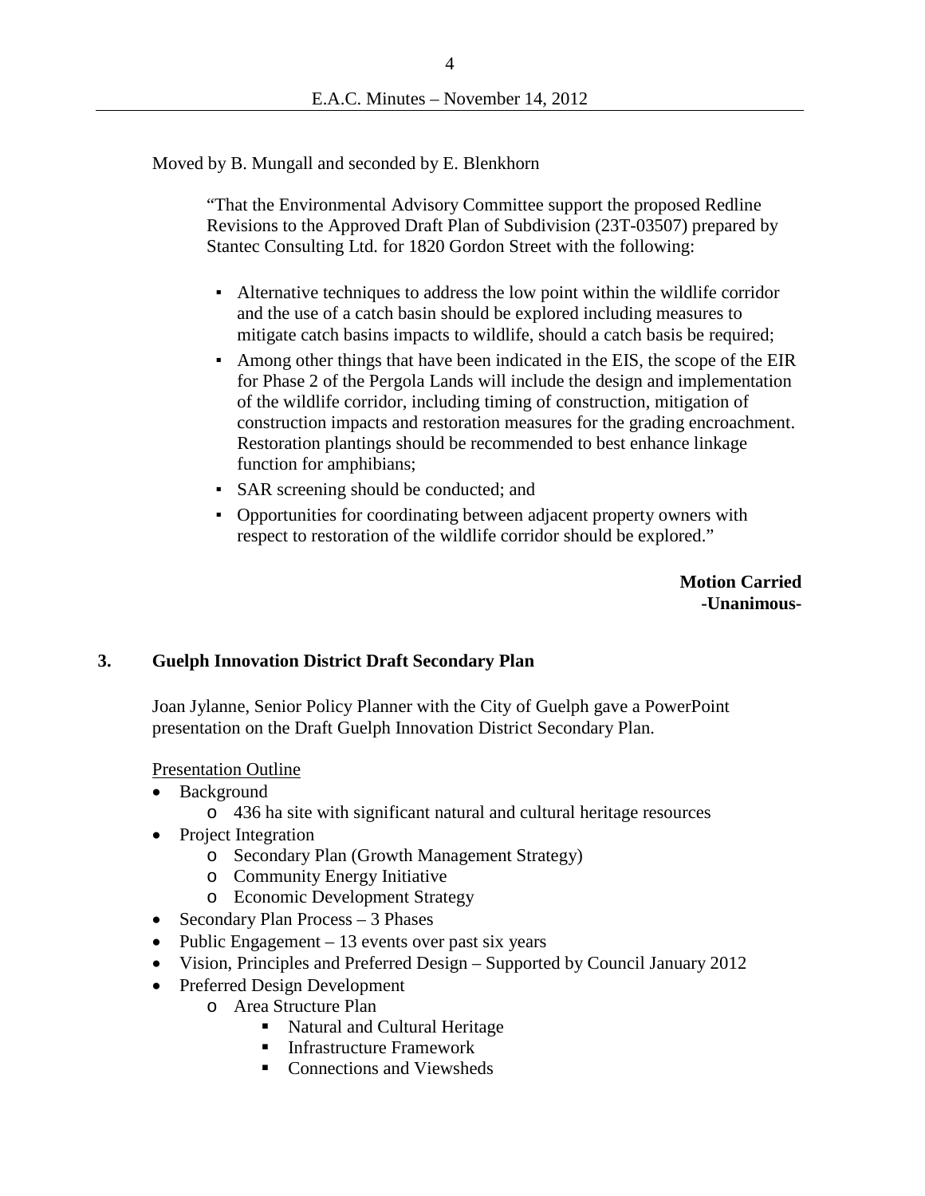Moved by B. Mungall and seconded by E. Blenkhorn

> "That the Environmental Advisory Committee support the proposed Redline Revisions to the Approved Draft Plan of Subdivision (23T-03507) prepared by Stantec Consulting Ltd. for 1820 Gordon Street with the following:
>
> - Alternative techniques to address the low point within the wildlife corridor and the use of a catch basin should be explored including measures to mitigate catch basins impacts to wildlife, should a catch basis be required;
> - Among other things that have been indicated in the EIS, the scope of the EIR for Phase 2 of the Pergola Lands will include the design and implementation of the wildlife corridor, including timing of construction, mitigation of construction impacts and restoration measures for the grading encroachment. Restoration plantings should be recommended to best enhance linkage function for amphibians;
> - SAR screening should be conducted; and
> - Opportunities for coordinating between adjacent property owners with respect to restoration of the wildlife corridor should be explored."

**Motion Carried**
**-Unanimous-**

## 3. Guelph Innovation District Draft Secondary Plan

Joan Jylanne, Senior Policy Planner with the City of Guelph gave a PowerPoint presentation on the Draft Guelph Innovation District Secondary Plan.

<u>Presentation Outline</u>

- Background
  - 436 ha site with significant natural and cultural heritage resources
- Project Integration
  - Secondary Plan (Growth Management Strategy)
  - Community Energy Initiative
  - Economic Development Strategy
- Secondary Plan Process – 3 Phases
- Public Engagement – 13 events over past six years
- Vision, Principles and Preferred Design – Supported by Council January 2012
- Preferred Design Development
  - Area Structure Plan
    - Natural and Cultural Heritage
    - Infrastructure Framework
    - Connections and Viewsheds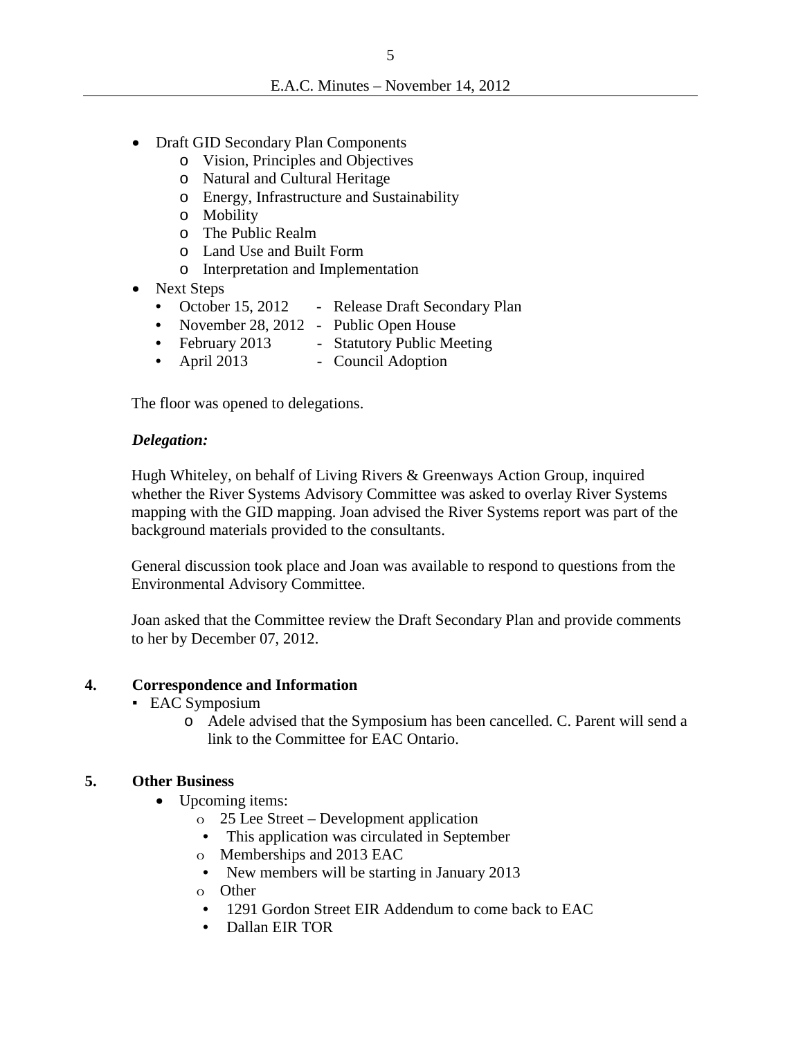- Draft GID Secondary Plan Components
  - Vision, Principles and Objectives
  - Natural and Cultural Heritage
  - Energy, Infrastructure and Sustainability
  - Mobility
  - The Public Realm
  - Land Use and Built Form
  - Interpretation and Implementation
- Next Steps
  - October 15, 2012 - Release Draft Secondary Plan
  - November 28, 2012 - Public Open House
  - February 2013 - Statutory Public Meeting
  - April 2013 - Council Adoption

The floor was opened to delegations.

***Delegation:***

Hugh Whiteley, on behalf of Living Rivers & Greenways Action Group, inquired whether the River Systems Advisory Committee was asked to overlay River Systems mapping with the GID mapping. Joan advised the River Systems report was part of the background materials provided to the consultants.

General discussion took place and Joan was available to respond to questions from the Environmental Advisory Committee.

Joan asked that the Committee review the Draft Secondary Plan and provide comments to her by December 07, 2012.

## 4. Correspondence and Information

- EAC Symposium
  - Adele advised that the Symposium has been cancelled. C. Parent will send a link to the Committee for EAC Ontario.

## 5. Other Business

- Upcoming items:
  - 25 Lee Street – Development application
    - This application was circulated in September
  - Memberships and 2013 EAC
    - New members will be starting in January 2013
  - Other
    - 1291 Gordon Street EIR Addendum to come back to EAC
    - Dallan EIR TOR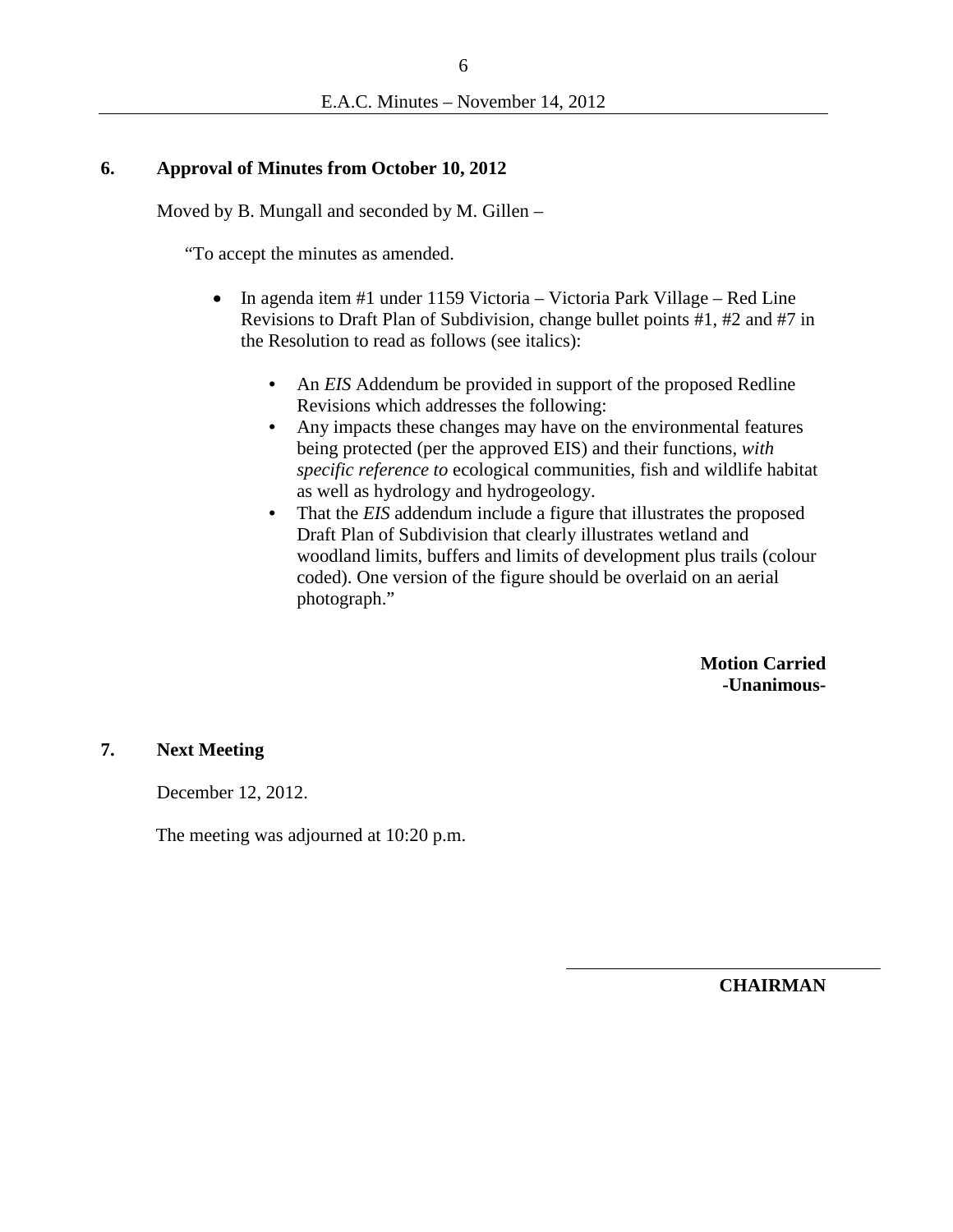## 6. Approval of Minutes from October 10, 2012

Moved by B. Mungall and seconded by M. Gillen –

"To accept the minutes as amended.

- In agenda item #1 under 1159 Victoria – Victoria Park Village – Red Line Revisions to Draft Plan of Subdivision, change bullet points #1, #2 and #7 in the Resolution to read as follows (see italics):
    - An *EIS* Addendum be provided in support of the proposed Redline Revisions which addresses the following:
    - Any impacts these changes may have on the environmental features being protected (per the approved EIS) and their functions, *with specific reference to* ecological communities, fish and wildlife habitat as well as hydrology and hydrogeology.
    - That the *EIS* addendum include a figure that illustrates the proposed Draft Plan of Subdivision that clearly illustrates wetland and woodland limits, buffers and limits of development plus trails (colour coded). One version of the figure should be overlaid on an aerial photograph."

**Motion Carried**
**-Unanimous-**

## 7. Next Meeting

December 12, 2012.

The meeting was adjourned at 10:20 p.m.

**CHAIRMAN**